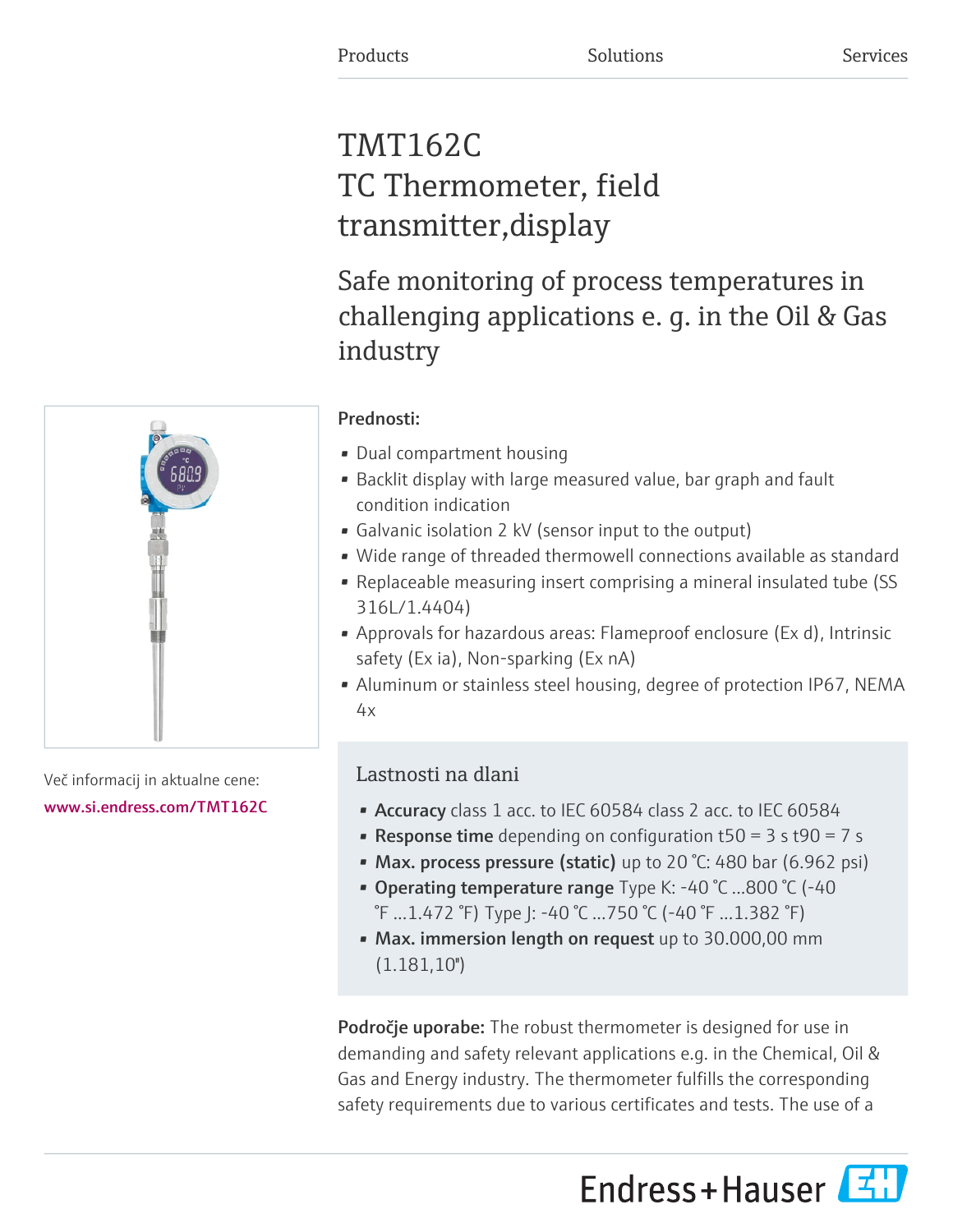Products Solutions Services

# TMT162C
# TC Thermometer, field transmitter,display

## Safe monitoring of process temperatures in challenging applications e. g. in the Oil & Gas industry

Več informacij in aktualne cene:
www.si.endress.com/TMT162C

**Prednosti:**

- Dual compartment housing
- Backlit display with large measured value, bar graph and fault condition indication
- Galvanic isolation 2 kV (sensor input to the output)
- Wide range of threaded thermowell connections available as standard
- Replaceable measuring insert comprising a mineral insulated tube (SS 316L/1.4404)
- Approvals for hazardous areas: Flameproof enclosure (Ex d), Intrinsic safety (Ex ia), Non-sparking (Ex nA)
- Aluminum or stainless steel housing, degree of protection IP67, NEMA 4x

### Lastnosti na dlani

- **Accuracy** class 1 acc. to IEC 60584 class 2 acc. to IEC 60584
- **Response time** depending on configuration t50 = 3 s t90 = 7 s
- **Max. process pressure (static)** up to 20 °C: 480 bar (6.962 psi)
- **Operating temperature range** Type K: -40 °C ...800 °C (-40 °F ...1.472 °F) Type J: -40 °C ...750 °C (-40 °F ...1.382 °F)
- **Max. immersion length on request** up to 30.000,00 mm (1.181,10")

**Področje uporabe:** The robust thermometer is designed for use in demanding and safety relevant applications e.g. in the Chemical, Oil & Gas and Energy industry. The thermometer fulfills the corresponding safety requirements due to various certificates and tests. The use of a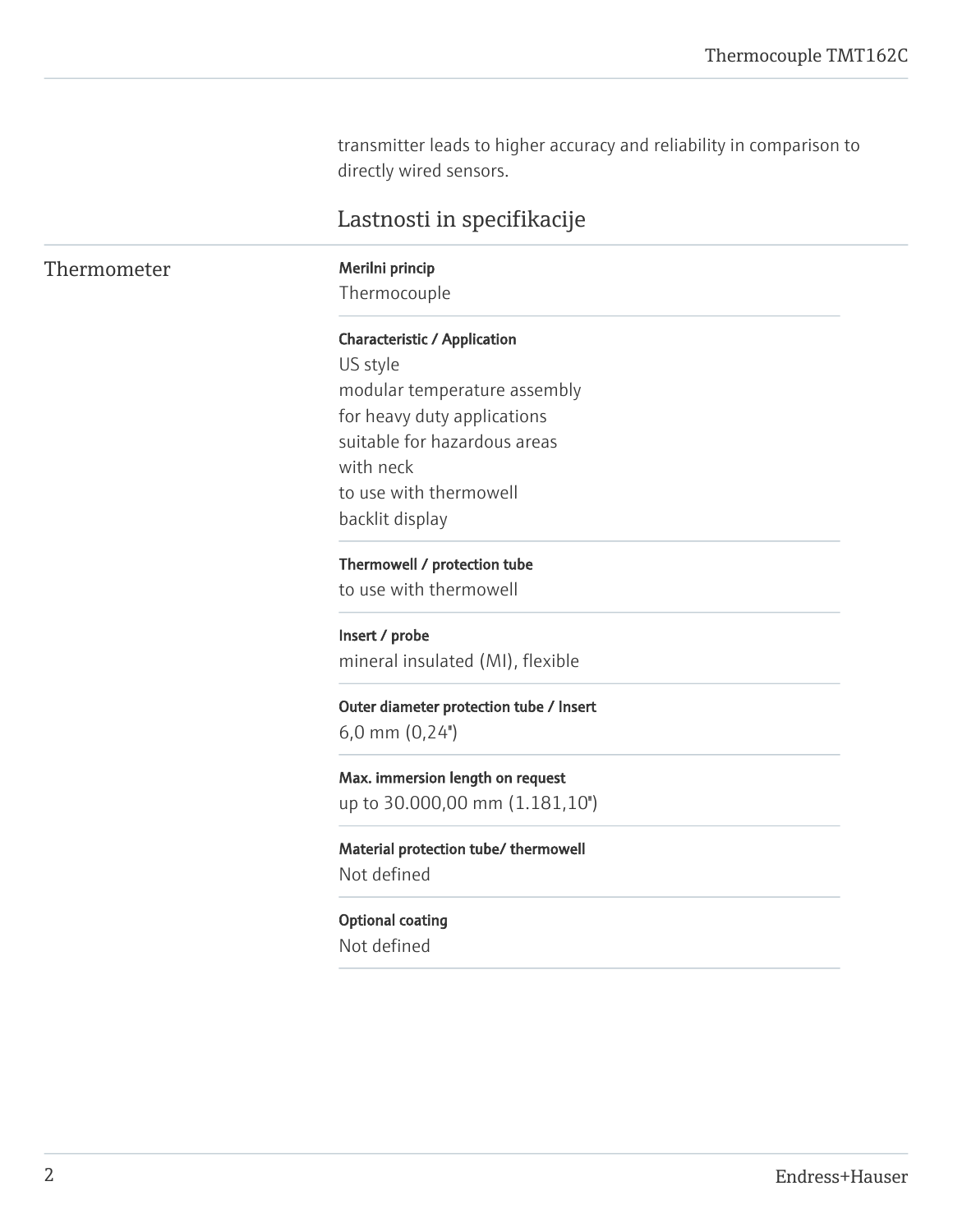transmitter leads to higher accuracy and reliability in comparison to directly wired sensors.

## Lastnosti in specifikacije

### Thermometer

**Merilni princip**
Thermocouple

**Characteristic / Application**
US style
modular temperature assembly
for heavy duty applications
suitable for hazardous areas
with neck
to use with thermowell
backlit display

**Thermowell / protection tube**
to use with thermowell

**Insert / probe**
mineral insulated (MI), flexible

**Outer diameter protection tube / Insert**
6,0 mm (0,24")

**Max. immersion length on request**
up to 30.000,00 mm (1.181,10")

**Material protection tube/ thermowell**
Not defined

**Optional coating**
Not defined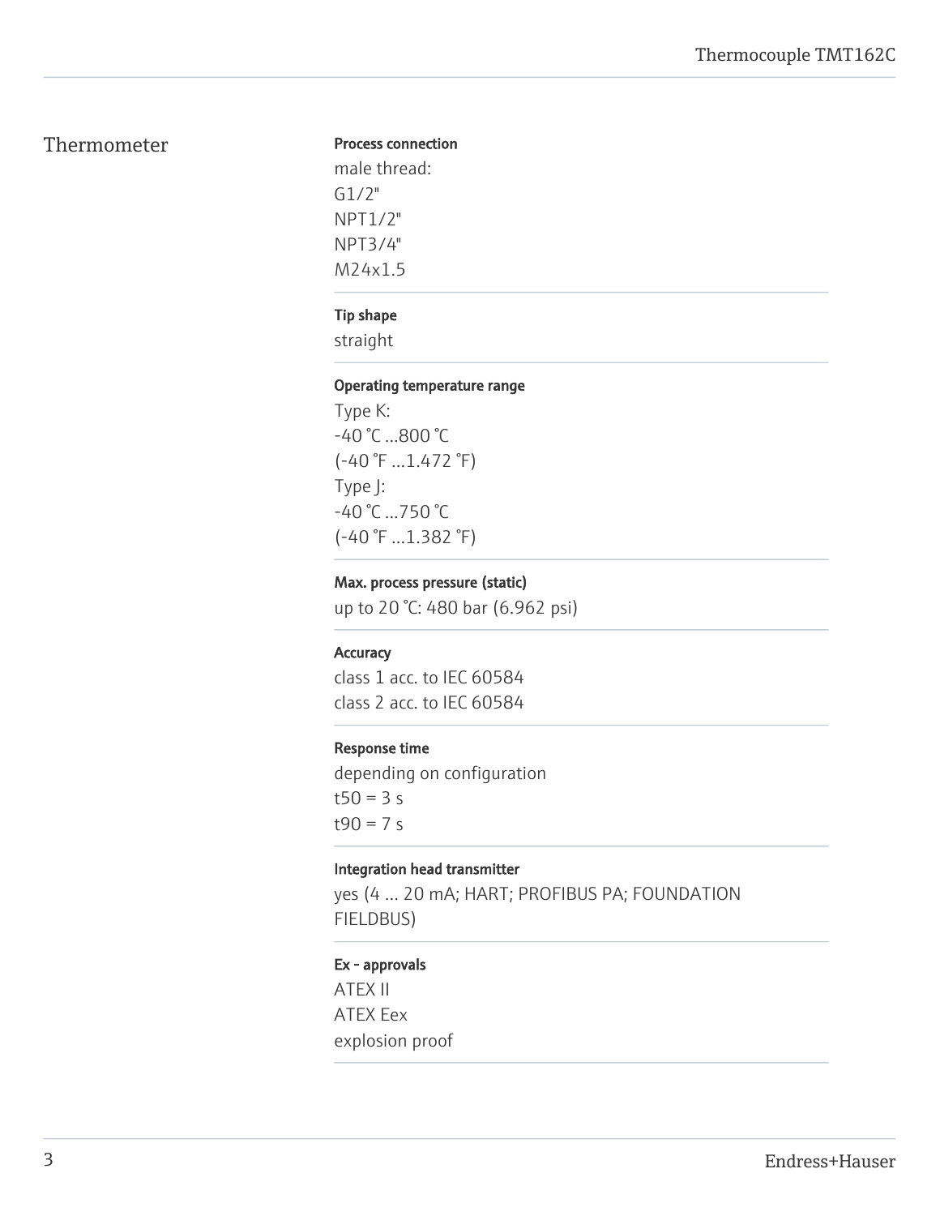## Thermometer

**Process connection**

male thread:
G1/2"
NPT1/2"
NPT3/4"
M24x1.5

**Tip shape**

straight

**Operating temperature range**

Type K:
-40 °C ...800 °C
(-40 °F ...1.472 °F)
Type J:
-40 °C ...750 °C
(-40 °F ...1.382 °F)

**Max. process pressure (static)**

up to 20 °C: 480 bar (6.962 psi)

**Accuracy**

class 1 acc. to IEC 60584
class 2 acc. to IEC 60584

**Response time**

depending on configuration
t50 = 3 s
t90 = 7 s

**Integration head transmitter**

yes (4 ... 20 mA; HART; PROFIBUS PA; FOUNDATION FIELDBUS)

**Ex - approvals**

ATEX II
ATEX Eex
explosion proof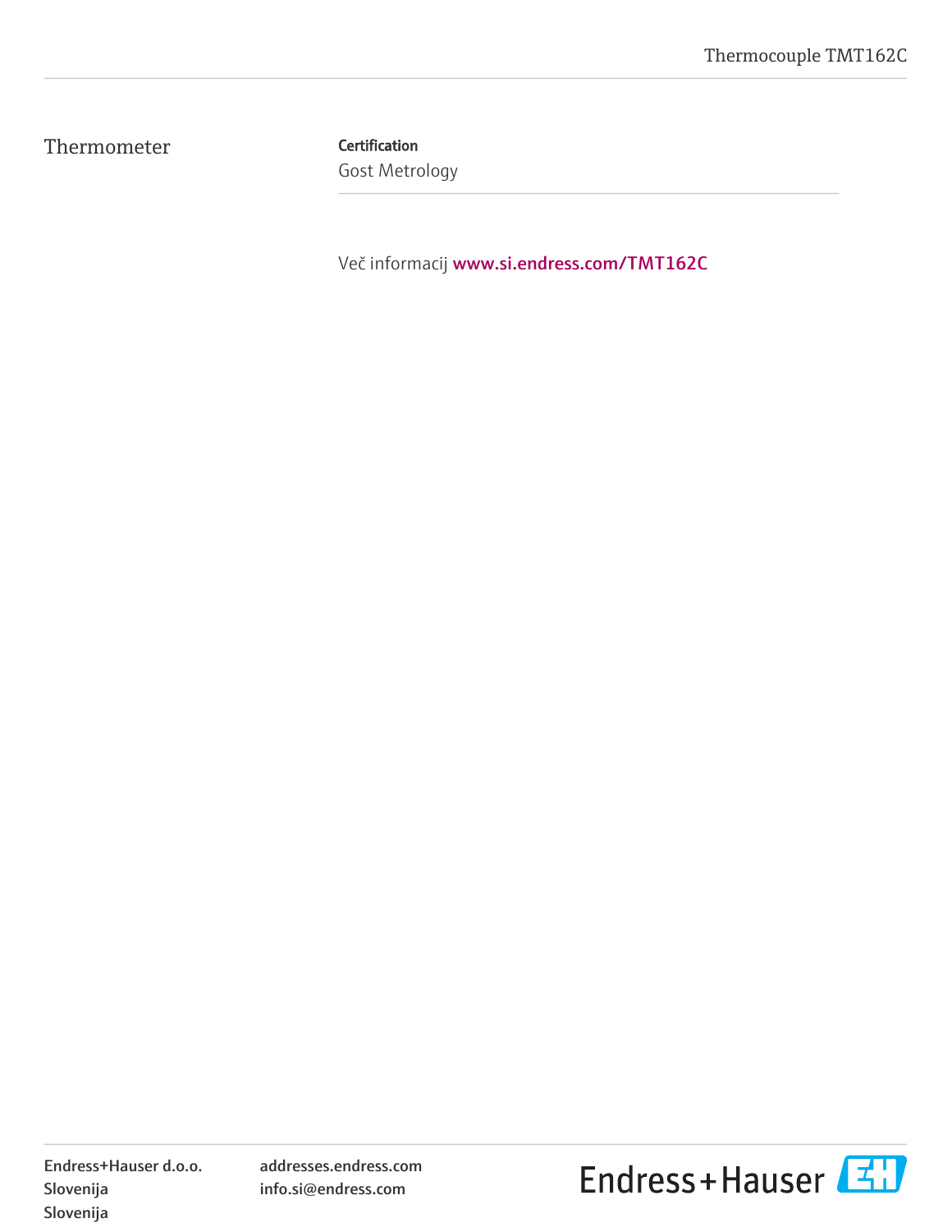## Thermometer

**Certification**

Gost Metrology

Več informacij **www.si.endress.com/TMT162C**

Endress+Hauser d.o.o.
Slovenija
Slovenija

addresses.endress.com
info.si@endress.com